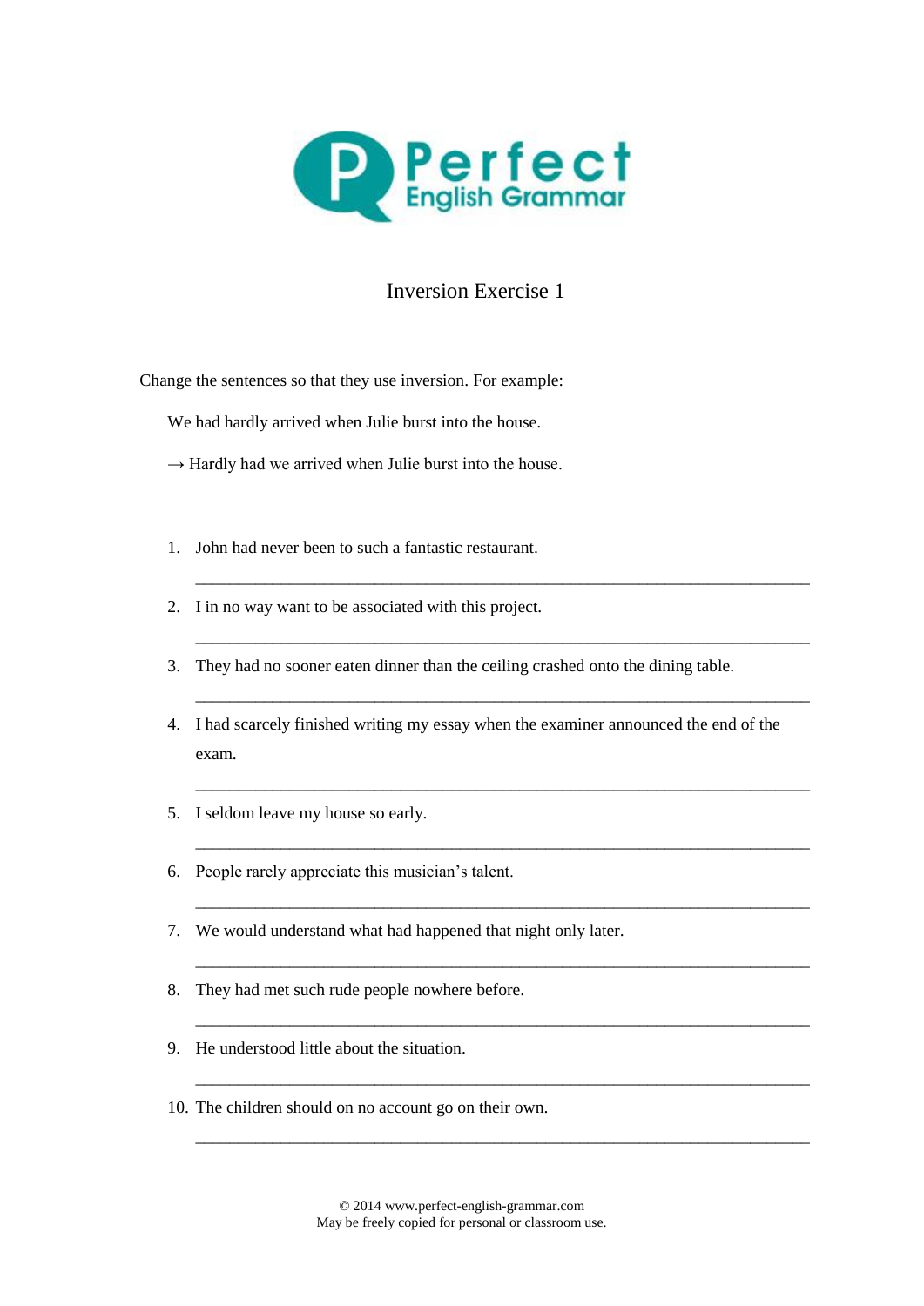Perfect English Grammar

# Inversion Exercise 1

Change the sentences so that they use inversion. For example:

We had hardly arrived when Julie burst into the house.

→ Hardly had we arrived when Julie burst into the house.

1. John had never been to such a fantastic restaurant.

   ___________________________________________________________________

2. I in no way want to be associated with this project.

   ___________________________________________________________________

3. They had no sooner eaten dinner than the ceiling crashed onto the dining table.

   ___________________________________________________________________

4. I had scarcely finished writing my essay when the examiner announced the end of the exam.

   ___________________________________________________________________

5. I seldom leave my house so early.

   ___________________________________________________________________

6. People rarely appreciate this musician's talent.

   ___________________________________________________________________

7. We would understand what had happened that night only later.

   ___________________________________________________________________

8. They had met such rude people nowhere before.

   ___________________________________________________________________

9. He understood little about the situation.

   ___________________________________________________________________

10. The children should on no account go on their own.

    ___________________________________________________________________

© 2014 www.perfect-english-grammar.com
May be freely copied for personal or classroom use.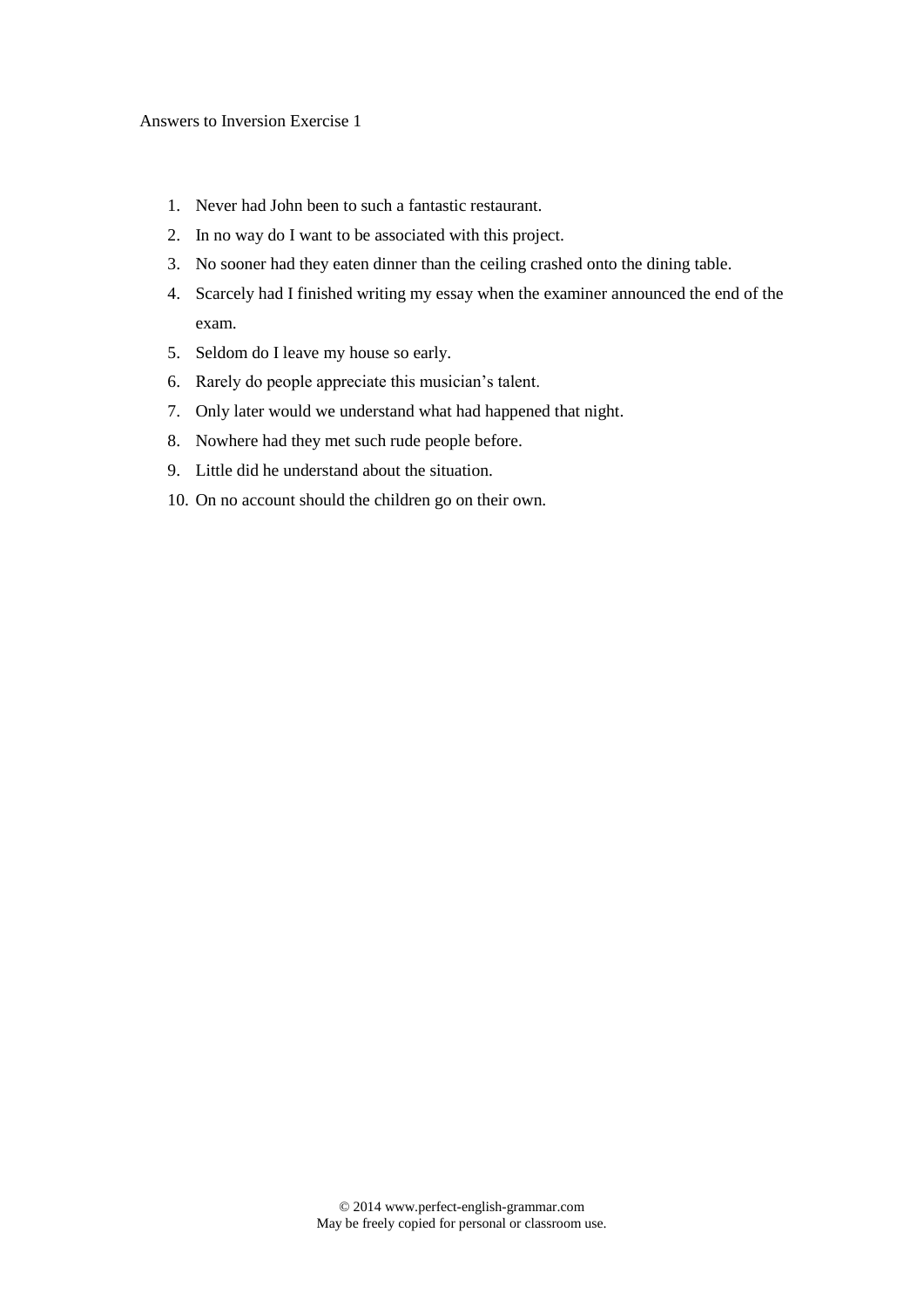Answers to Inversion Exercise 1

1. Never had John been to such a fantastic restaurant.
2. In no way do I want to be associated with this project.
3. No sooner had they eaten dinner than the ceiling crashed onto the dining table.
4. Scarcely had I finished writing my essay when the examiner announced the end of the exam.
5. Seldom do I leave my house so early.
6. Rarely do people appreciate this musician's talent.
7. Only later would we understand what had happened that night.
8. Nowhere had they met such rude people before.
9. Little did he understand about the situation.
10. On no account should the children go on their own.

© 2014 www.perfect-english-grammar.com
May be freely copied for personal or classroom use.